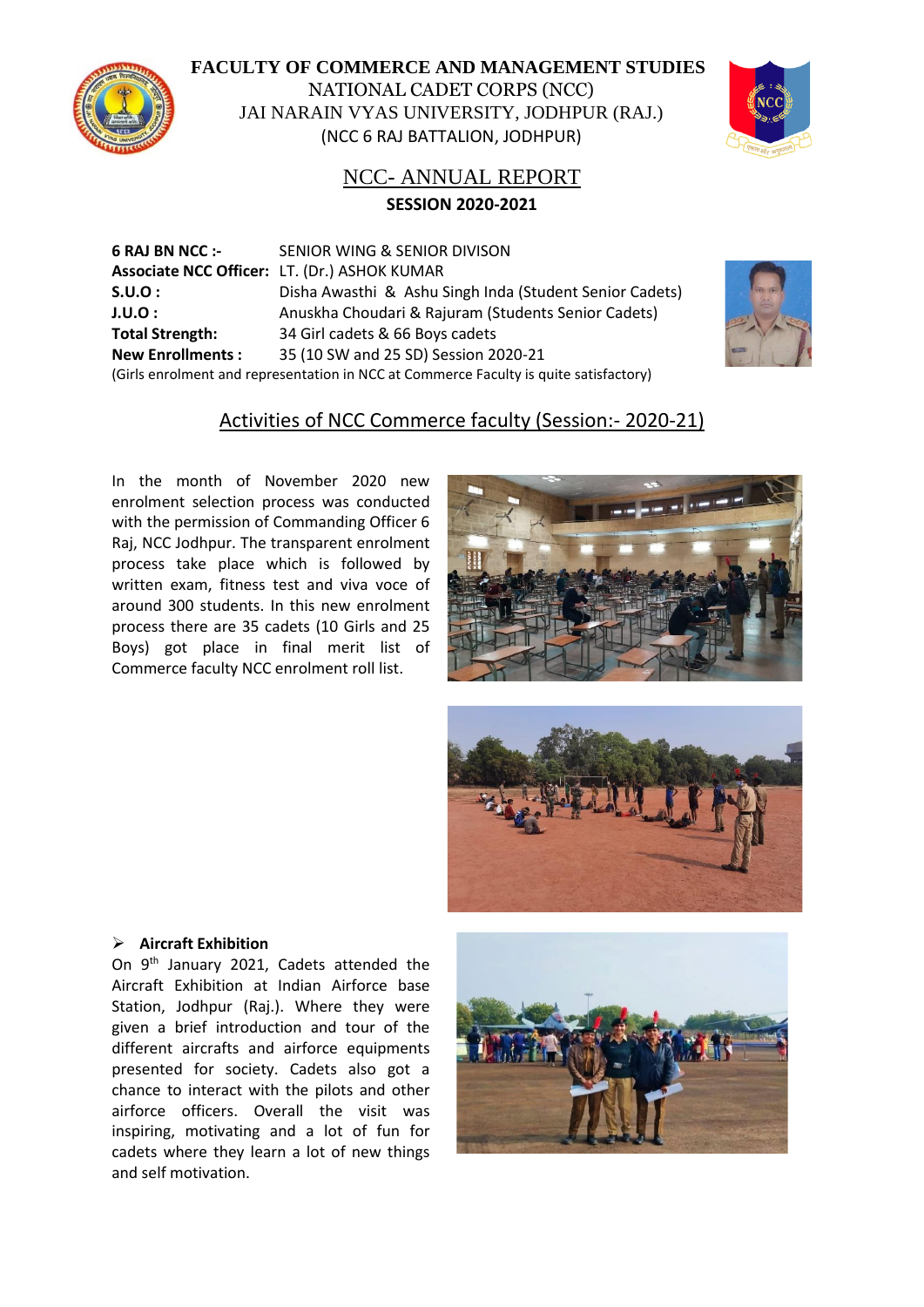**FACULTY OF COMMERCE AND MANAGEMENT STUDIES**
NATIONAL CADET CORPS (NCC)
JAI NARAIN VYAS UNIVERSITY, JODHPUR (RAJ.)
(NCC 6 RAJ BATTALION, JODHPUR)

# NCC- ANNUAL REPORT

**SESSION 2020-2021**

**6 RAJ BN NCC :-** SENIOR WING & SENIOR DIVISON
**Associate NCC Officer:** LT. (Dr.) ASHOK KUMAR
**S.U.O :** Disha Awasthi & Ashu Singh Inda (Student Senior Cadets)
**J.U.O :** Anuskha Choudari & Rajuram (Students Senior Cadets)
**Total Strength:** 34 Girl cadets & 66 Boys cadets
**New Enrollments :** 35 (10 SW and 25 SD) Session 2020-21
(Girls enrolment and representation in NCC at Commerce Faculty is quite satisfactory)

## Activities of NCC Commerce faculty (Session:- 2020-21)

In the month of November 2020 new enrolment selection process was conducted with the permission of Commanding Officer 6 Raj, NCC Jodhpur. The transparent enrolment process take place which is followed by written exam, fitness test and viva voce of around 300 students. In this new enrolment process there are 35 cadets (10 Girls and 25 Boys) got place in final merit list of Commerce faculty NCC enrolment roll list.

- **Aircraft Exhibition**

On 9th January 2021, Cadets attended the Aircraft Exhibition at Indian Airforce base Station, Jodhpur (Raj.). Where they were given a brief introduction and tour of the different aircrafts and airforce equipments presented for society. Cadets also got a chance to interact with the pilots and other airforce officers. Overall the visit was inspiring, motivating and a lot of fun for cadets where they learn a lot of new things and self motivation.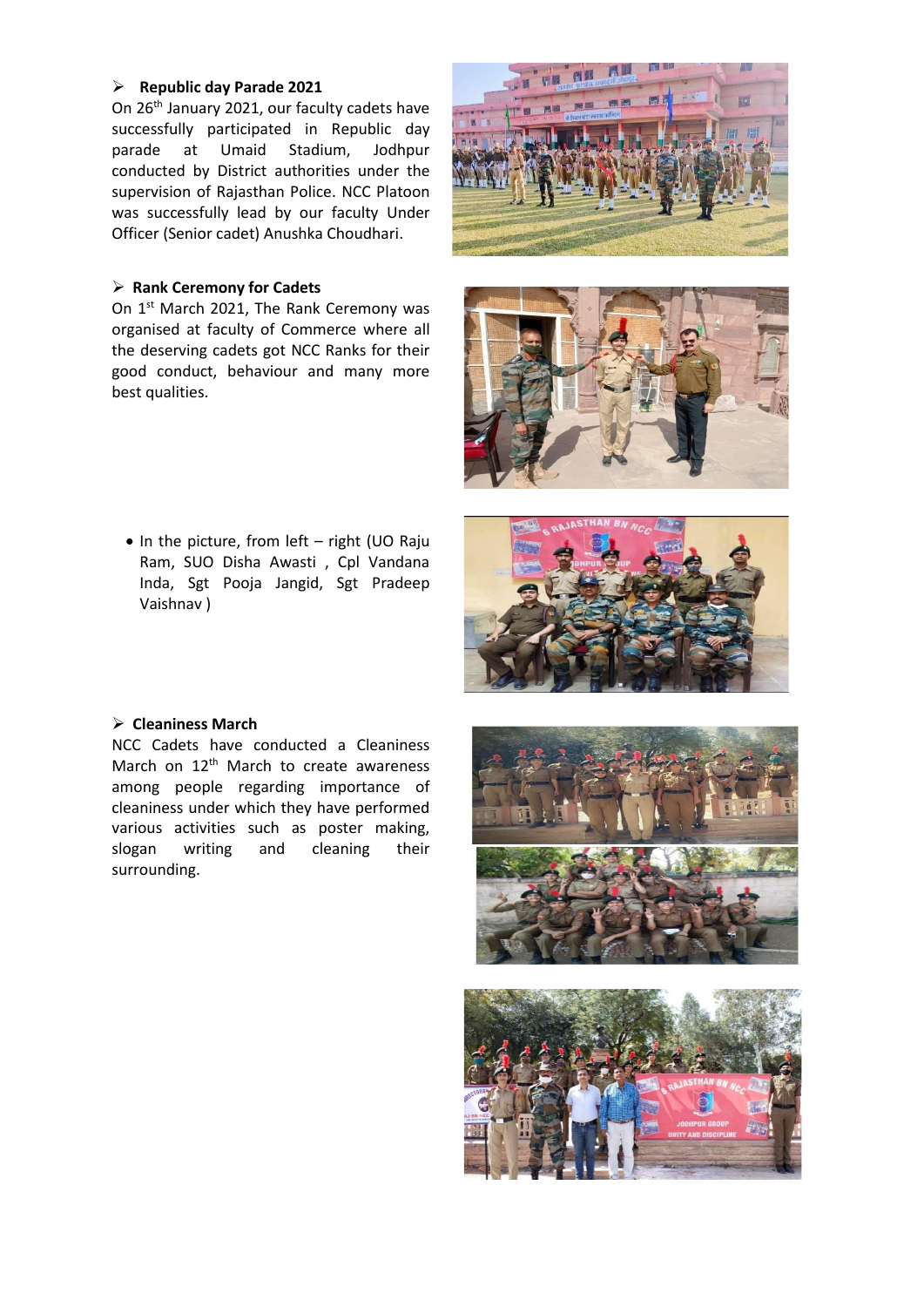- **Republic day Parade 2021**

On 26th January 2021, our faculty cadets have successfully participated in Republic day parade at Umaid Stadium, Jodhpur conducted by District authorities under the supervision of Rajasthan Police. NCC Platoon was successfully lead by our faculty Under Officer (Senior cadet) Anushka Choudhari.

- **Rank Ceremony for Cadets**

On 1st March 2021, The Rank Ceremony was organised at faculty of Commerce where all the deserving cadets got NCC Ranks for their good conduct, behaviour and many more best qualities.

- In the picture, from left – right (UO Raju Ram, SUO Disha Awasti , Cpl Vandana Inda, Sgt Pooja Jangid, Sgt Pradeep Vaishnav )

- **Cleaniness March**

NCC Cadets have conducted a Cleaniness March on 12th March to create awareness among people regarding importance of cleaniness under which they have performed various activities such as poster making, slogan writing and cleaning their surrounding.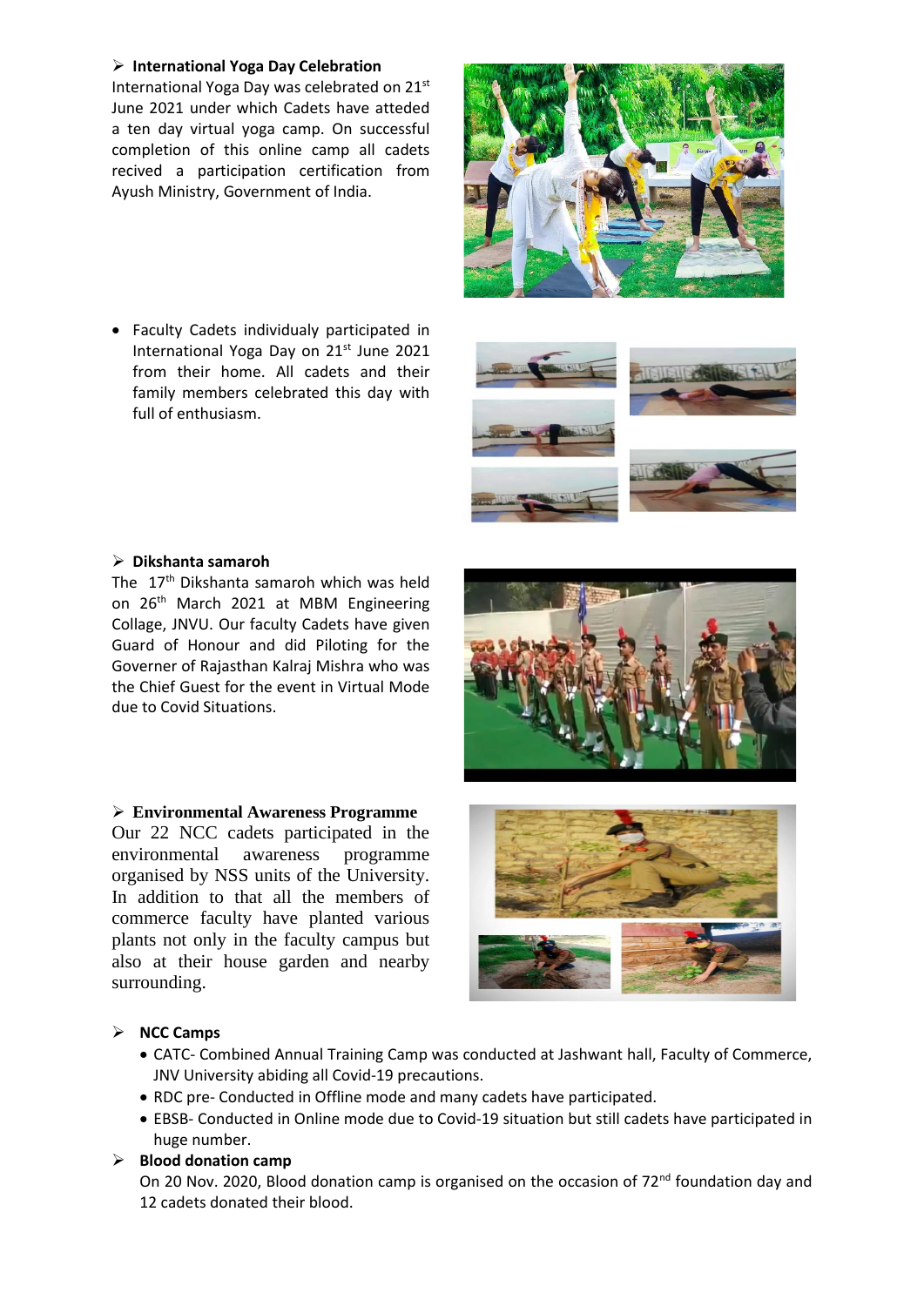- **International Yoga Day Celebration**

International Yoga Day was celebrated on 21st June 2021 under which Cadets have atteded a ten day virtual yoga camp. On successful completion of this online camp all cadets recived a participation certification from Ayush Ministry, Government of India.

- Faculty Cadets individualy participated in International Yoga Day on 21st June 2021 from their home. All cadets and their family members celebrated this day with full of enthusiasm.

- **Dikshanta samaroh**

The 17th Dikshanta samaroh which was held on 26th March 2021 at MBM Engineering Collage, JNVU. Our faculty Cadets have given Guard of Honour and did Piloting for the Governer of Rajasthan Kalraj Mishra who was the Chief Guest for the event in Virtual Mode due to Covid Situations.

- **Environmental Awareness Programme**

Our 22 NCC cadets participated in the environmental awareness programme organised by NSS units of the University. In addition to that all the members of commerce faculty have planted various plants not only in the faculty campus but also at their house garden and nearby surrounding.

- **NCC Camps**
  - CATC- Combined Annual Training Camp was conducted at Jashwant hall, Faculty of Commerce, JNV University abiding all Covid-19 precautions.
  - RDC pre- Conducted in Offline mode and many cadets have participated.
  - EBSB- Conducted in Online mode due to Covid-19 situation but still cadets have participated in huge number.

- **Blood donation camp**

On 20 Nov. 2020, Blood donation camp is organised on the occasion of 72nd foundation day and 12 cadets donated their blood.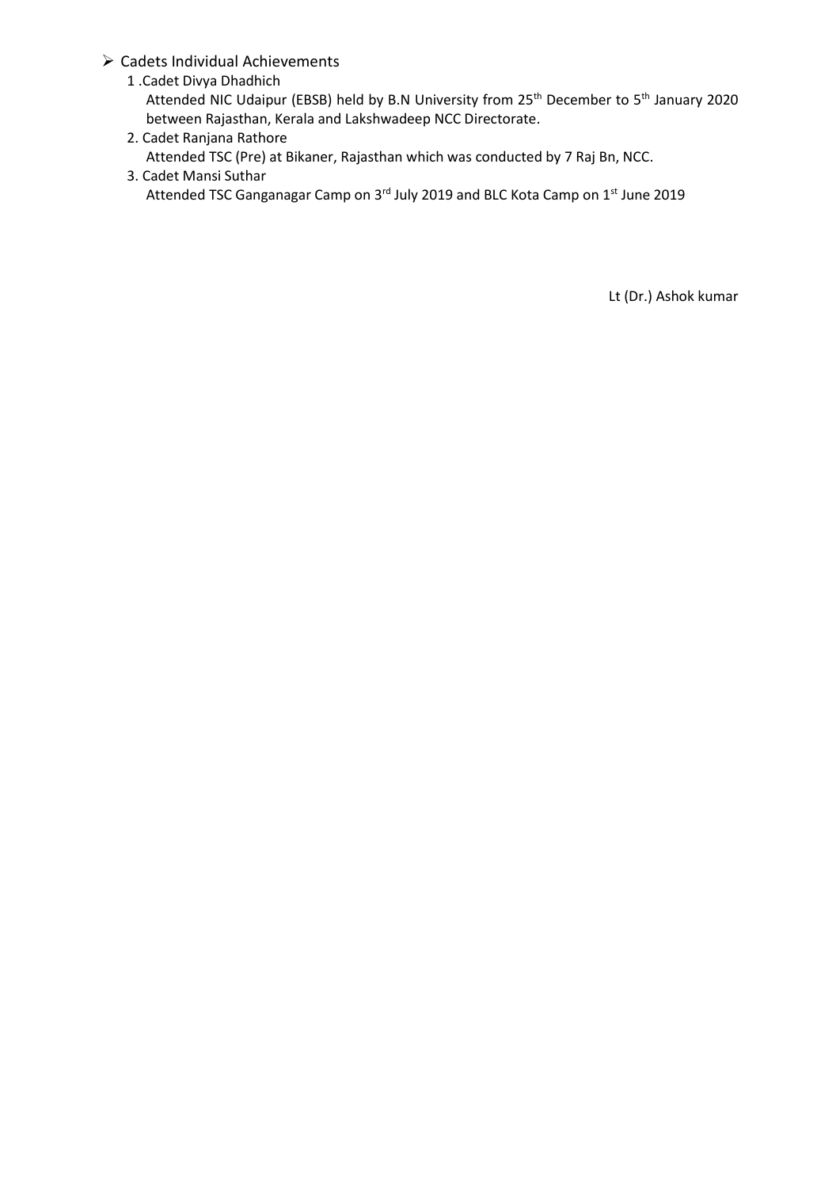- Cadets Individual Achievements
  1. Cadet Divya Dhadhich
     Attended NIC Udaipur (EBSB) held by B.N University from 25th December to 5th January 2020 between Rajasthan, Kerala and Lakshwadeep NCC Directorate.
  2. Cadet Ranjana Rathore
     Attended TSC (Pre) at Bikaner, Rajasthan which was conducted by 7 Raj Bn, NCC.
  3. Cadet Mansi Suthar
     Attended TSC Ganganagar Camp on 3rd July 2019 and BLC Kota Camp on 1st June 2019

Lt (Dr.) Ashok kumar